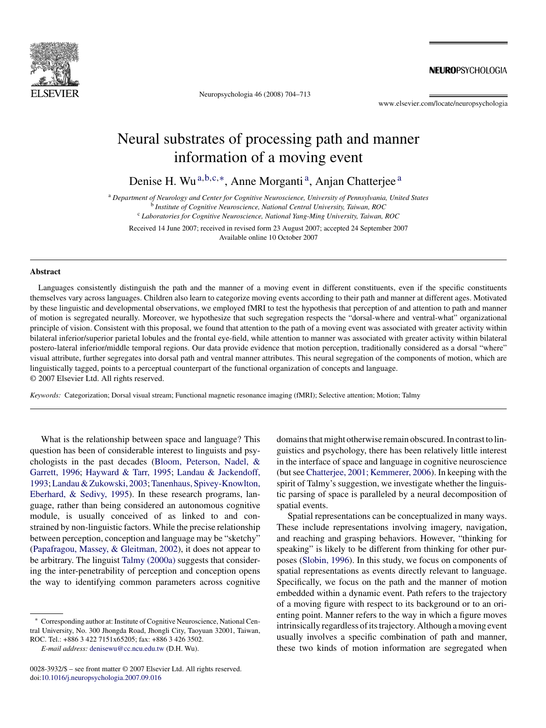# Neural substrates of processing path and manner information of a moving event

Denise H. Wu [a,b,c,*], Anne Morganti [a], Anjan Chatterjee [a]

[a] *Department of Neurology and Center for Cognitive Neuroscience, University of Pennsylvania, United States*
[b] *Institute of Cognitive Neuroscience, National Central University, Taiwan, ROC*
[c] *Laboratories for Cognitive Neuroscience, National Yang-Ming University, Taiwan, ROC*

Received 14 June 2007; received in revised form 23 August 2007; accepted 24 September 2007
Available online 10 October 2007

## Abstract

Languages consistently distinguish the path and the manner of a moving event in different constituents, even if the specific constituents themselves vary across languages. Children also learn to categorize moving events according to their path and manner at different ages. Motivated by these linguistic and developmental observations, we employed fMRI to test the hypothesis that perception of and attention to path and manner of motion is segregated neurally. Moreover, we hypothesize that such segregation respects the "dorsal-where and ventral-what" organizational principle of vision. Consistent with this proposal, we found that attention to the path of a moving event was associated with greater activity within bilateral inferior/superior parietal lobules and the frontal eye-field, while attention to manner was associated with greater activity within bilateral postero-lateral inferior/middle temporal regions. Our data provide evidence that motion perception, traditionally considered as a dorsal "where" visual attribute, further segregates into dorsal path and ventral manner attributes. This neural segregation of the components of motion, which are linguistically tagged, points to a perceptual counterpart of the functional organization of concepts and language.
© 2007 Elsevier Ltd. All rights reserved.

*Keywords:* Categorization; Dorsal visual stream; Functional magnetic resonance imaging (fMRI); Selective attention; Motion; Talmy

What is the relationship between space and language? This question has been of considerable interest to linguists and psychologists in the past decades (Bloom, Peterson, Nadel, & Garrett, 1996; Hayward & Tarr, 1995; Landau & Jackendoff, 1993; Landau & Zukowski, 2003; Tanenhaus, Spivey-Knowlton, Eberhard, & Sedivy, 1995). In these research programs, language, rather than being considered an autonomous cognitive module, is usually conceived of as linked to and constrained by non-linguistic factors. While the precise relationship between perception, conception and language may be "sketchy" (Papafragou, Massey, & Gleitman, 2002), it does not appear to be arbitrary. The linguist Talmy (2000a) suggests that considering the inter-penetrability of perception and conception opens the way to identifying common parameters across cognitive domains that might otherwise remain obscured. In contrast to linguistics and psychology, there has been relatively little interest in the interface of space and language in cognitive neuroscience (but see Chatterjee, 2001; Kemmerer, 2006). In keeping with the spirit of Talmy's suggestion, we investigate whether the linguistic parsing of space is paralleled by a neural decomposition of spatial events.

Spatial representations can be conceptualized in many ways. These include representations involving imagery, navigation, and reaching and grasping behaviors. However, "thinking for speaking" is likely to be different from thinking for other purposes (Slobin, 1996). In this study, we focus on components of spatial representations as events directly relevant to language. Specifically, we focus on the path and the manner of motion embedded within a dynamic event. Path refers to the trajectory of a moving figure with respect to its background or to an orienting point. Manner refers to the way in which a figure moves intrinsically regardless of its trajectory. Although a moving event usually involves a specific combination of path and manner, these two kinds of motion information are segregated when

\* Corresponding author at: Institute of Cognitive Neuroscience, National Central University, No. 300 Jhongda Road, Jhongli City, Taoyuan 32001, Taiwan, ROC. Tel.: +886 3 422 7151x65205; fax: +886 3 426 3502.
*E-mail address:* denisewu@cc.ncu.edu.tw (D.H. Wu).

0028-3932/$ – see front matter © 2007 Elsevier Ltd. All rights reserved.
doi:10.1016/j.neuropsychologia.2007.09.016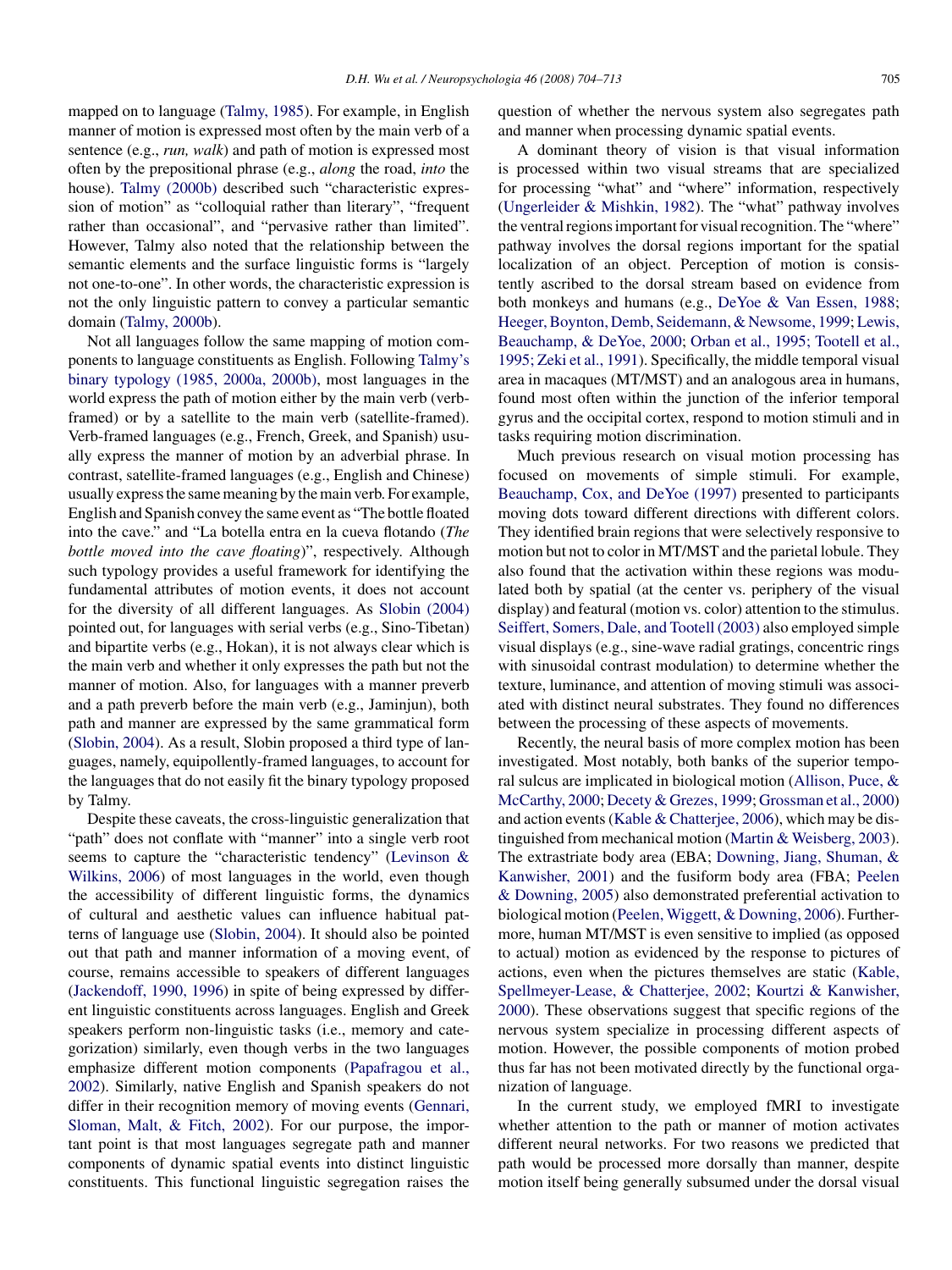mapped on to language (Talmy, 1985). For example, in English manner of motion is expressed most often by the main verb of a sentence (e.g., *run, walk*) and path of motion is expressed most often by the prepositional phrase (e.g., *along* the road, *into* the house). Talmy (2000b) described such "characteristic expression of motion" as "colloquial rather than literary", "frequent rather than occasional", and "pervasive rather than limited". However, Talmy also noted that the relationship between the semantic elements and the surface linguistic forms is "largely not one-to-one". In other words, the characteristic expression is not the only linguistic pattern to convey a particular semantic domain (Talmy, 2000b).

Not all languages follow the same mapping of motion components to language constituents as English. Following Talmy's binary typology (1985, 2000a, 2000b), most languages in the world express the path of motion either by the main verb (verb-framed) or by a satellite to the main verb (satellite-framed). Verb-framed languages (e.g., French, Greek, and Spanish) usually express the manner of motion by an adverbial phrase. In contrast, satellite-framed languages (e.g., English and Chinese) usually express the same meaning by the main verb. For example, English and Spanish convey the same event as "The bottle floated into the cave." and "La botella entra en la cueva flotando (*The bottle moved into the cave floating*)", respectively. Although such typology provides a useful framework for identifying the fundamental attributes of motion events, it does not account for the diversity of all different languages. As Slobin (2004) pointed out, for languages with serial verbs (e.g., Sino-Tibetan) and bipartite verbs (e.g., Hokan), it is not always clear which is the main verb and whether it only expresses the path but not the manner of motion. Also, for languages with a manner preverb and a path preverb before the main verb (e.g., Jaminjun), both path and manner are expressed by the same grammatical form (Slobin, 2004). As a result, Slobin proposed a third type of languages, namely, equipollently-framed languages, to account for the languages that do not easily fit the binary typology proposed by Talmy.

Despite these caveats, the cross-linguistic generalization that "path" does not conflate with "manner" into a single verb root seems to capture the "characteristic tendency" (Levinson & Wilkins, 2006) of most languages in the world, even though the accessibility of different linguistic forms, the dynamics of cultural and aesthetic values can influence habitual patterns of language use (Slobin, 2004). It should also be pointed out that path and manner information of a moving event, of course, remains accessible to speakers of different languages (Jackendoff, 1990, 1996) in spite of being expressed by different linguistic constituents across languages. English and Greek speakers perform non-linguistic tasks (i.e., memory and categorization) similarly, even though verbs in the two languages emphasize different motion components (Papafragou et al., 2002). Similarly, native English and Spanish speakers do not differ in their recognition memory of moving events (Gennari, Sloman, Malt, & Fitch, 2002). For our purpose, the important point is that most languages segregate path and manner components of dynamic spatial events into distinct linguistic constituents. This functional linguistic segregation raises the question of whether the nervous system also segregates path and manner when processing dynamic spatial events.

A dominant theory of vision is that visual information is processed within two visual streams that are specialized for processing "what" and "where" information, respectively (Ungerleider & Mishkin, 1982). The "what" pathway involves the ventral regions important for visual recognition. The "where" pathway involves the dorsal regions important for the spatial localization of an object. Perception of motion is consistently ascribed to the dorsal stream based on evidence from both monkeys and humans (e.g., DeYoe & Van Essen, 1988; Heeger, Boynton, Demb, Seidemann, & Newsome, 1999; Lewis, Beauchamp, & DeYoe, 2000; Orban et al., 1995; Tootell et al., 1995; Zeki et al., 1991). Specifically, the middle temporal visual area in macaques (MT/MST) and an analogous area in humans, found most often within the junction of the inferior temporal gyrus and the occipital cortex, respond to motion stimuli and in tasks requiring motion discrimination.

Much previous research on visual motion processing has focused on movements of simple stimuli. For example, Beauchamp, Cox, and DeYoe (1997) presented to participants moving dots toward different directions with different colors. They identified brain regions that were selectively responsive to motion but not to color in MT/MST and the parietal lobule. They also found that the activation within these regions was modulated both by spatial (at the center vs. periphery of the visual display) and featural (motion vs. color) attention to the stimulus. Seiffert, Somers, Dale, and Tootell (2003) also employed simple visual displays (e.g., sine-wave radial gratings, concentric rings with sinusoidal contrast modulation) to determine whether the texture, luminance, and attention of moving stimuli was associated with distinct neural substrates. They found no differences between the processing of these aspects of movements.

Recently, the neural basis of more complex motion has been investigated. Most notably, both banks of the superior temporal sulcus are implicated in biological motion (Allison, Puce, & McCarthy, 2000; Decety & Grezes, 1999; Grossman et al., 2000) and action events (Kable & Chatterjee, 2006), which may be distinguished from mechanical motion (Martin & Weisberg, 2003). The extrastriate body area (EBA; Downing, Jiang, Shuman, & Kanwisher, 2001) and the fusiform body area (FBA; Peelen & Downing, 2005) also demonstrated preferential activation to biological motion (Peelen, Wiggett, & Downing, 2006). Furthermore, human MT/MST is even sensitive to implied (as opposed to actual) motion as evidenced by the response to pictures of actions, even when the pictures themselves are static (Kable, Spellmeyer-Lease, & Chatterjee, 2002; Kourtzi & Kanwisher, 2000). These observations suggest that specific regions of the nervous system specialize in processing different aspects of motion. However, the possible components of motion probed thus far has not been motivated directly by the functional organization of language.

In the current study, we employed fMRI to investigate whether attention to the path or manner of motion activates different neural networks. For two reasons we predicted that path would be processed more dorsally than manner, despite motion itself being generally subsumed under the dorsal visual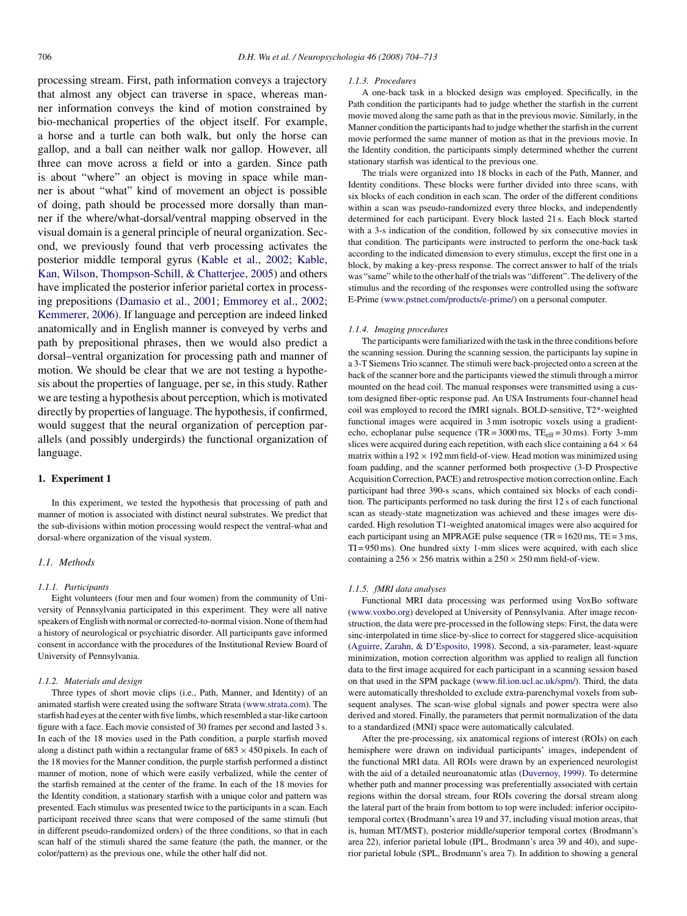processing stream. First, path information conveys a trajectory that almost any object can traverse in space, whereas manner information conveys the kind of motion constrained by bio-mechanical properties of the object itself. For example, a horse and a turtle can both walk, but only the horse can gallop, and a ball can neither walk nor gallop. However, all three can move across a field or into a garden. Since path is about "where" an object is moving in space while manner is about "what" kind of movement an object is possible of doing, path should be processed more dorsally than manner if the where/what-dorsal/ventral mapping observed in the visual domain is a general principle of neural organization. Second, we previously found that verb processing activates the posterior middle temporal gyrus (Kable et al., 2002; Kable, Kan, Wilson, Thompson-Schill, & Chatterjee, 2005) and others have implicated the posterior inferior parietal cortex in processing prepositions (Damasio et al., 2001; Emmorey et al., 2002; Kemmerer, 2006). If language and perception are indeed linked anatomically and in English manner is conveyed by verbs and path by prepositional phrases, then we would also predict a dorsal–ventral organization for processing path and manner of motion. We should be clear that we are not testing a hypothesis about the properties of language, per se, in this study. Rather we are testing a hypothesis about perception, which is motivated directly by properties of language. The hypothesis, if confirmed, would suggest that the neural organization of perception parallels (and possibly undergirds) the functional organization of language.

## 1. Experiment 1

In this experiment, we tested the hypothesis that processing of path and manner of motion is associated with distinct neural substrates. We predict that the sub-divisions within motion processing would respect the ventral-what and dorsal-where organization of the visual system.

### 1.1. Methods

#### 1.1.1. Participants

Eight volunteers (four men and four women) from the community of University of Pennsylvania participated in this experiment. They were all native speakers of English with normal or corrected-to-normal vision. None of them had a history of neurological or psychiatric disorder. All participants gave informed consent in accordance with the procedures of the Institutional Review Board of University of Pennsylvania.

#### 1.1.2. Materials and design

Three types of short movie clips (i.e., Path, Manner, and Identity) of an animated starfish were created using the software Strata (www.strata.com). The starfish had eyes at the center with five limbs, which resembled a star-like cartoon figure with a face. Each movie consisted of 30 frames per second and lasted 3 s. In each of the 18 movies used in the Path condition, a purple starfish moved along a distinct path within a rectangular frame of $683 \times 450$ pixels. In each of the 18 movies for the Manner condition, the purple starfish performed a distinct manner of motion, none of which were easily verbalized, while the center of the starfish remained at the center of the frame. In each of the 18 movies for the Identity condition, a stationary starfish with a unique color and pattern was presented. Each stimulus was presented twice to the participants in a scan. Each participant received three scans that were composed of the same stimuli (but in different pseudo-randomized orders) of the three conditions, so that in each scan half of the stimuli shared the same feature (the path, the manner, or the color/pattern) as the previous one, while the other half did not.

#### 1.1.3. Procedures

A one-back task in a blocked design was employed. Specifically, in the Path condition the participants had to judge whether the starfish in the current movie moved along the same path as that in the previous movie. Similarly, in the Manner condition the participants had to judge whether the starfish in the current movie performed the same manner of motion as that in the previous movie. In the Identity condition, the participants simply determined whether the current stationary starfish was identical to the previous one.

The trials were organized into 18 blocks in each of the Path, Manner, and Identity conditions. These blocks were further divided into three scans, with six blocks of each condition in each scan. The order of the different conditions within a scan was pseudo-randomized every three blocks, and independently determined for each participant. Every block lasted 21 s. Each block started with a 3-s indication of the condition, followed by six consecutive movies in that condition. The participants were instructed to perform the one-back task according to the indicated dimension to every stimulus, except the first one in a block, by making a key-press response. The correct answer to half of the trials was "same" while to the other half of the trials was "different". The delivery of the stimulus and the recording of the responses were controlled using the software E-Prime (www.pstnet.com/products/e-prime/) on a personal computer.

#### 1.1.4. Imaging procedures

The participants were familiarized with the task in the three conditions before the scanning session. During the scanning session, the participants lay supine in a 3-T Siemens Trio scanner. The stimuli were back-projected onto a screen at the back of the scanner bore and the participants viewed the stimuli through a mirror mounted on the head coil. The manual responses were transmitted using a custom designed fiber-optic response pad. An USA Instruments four-channel head coil was employed to record the fMRI signals. BOLD-sensitive, T2*-weighted functional images were acquired in 3 mm isotropic voxels using a gradient-echo, echoplanar pulse sequence (TR = 3000 ms, $TE_{eff}$ = 30 ms). Forty 3-mm slices were acquired during each repetition, with each slice containing a $64 \times 64$ matrix within a $192 \times 192$ mm field-of-view. Head motion was minimized using foam padding, and the scanner performed both prospective (3-D Prospective Acquisition Correction, PACE) and retrospective motion correction online. Each participant had three 390-s scans, which contained six blocks of each condition. The participants performed no task during the first 12 s of each functional scan as steady-state magnetization was achieved and these images were discarded. High resolution T1-weighted anatomical images were also acquired for each participant using an MPRAGE pulse sequence (TR = 1620 ms, TE = 3 ms, TI = 950 ms). One hundred sixty 1-mm slices were acquired, with each slice containing a $256 \times 256$ matrix within a $250 \times 250$ mm field-of-view.

#### 1.1.5. fMRI data analyses

Functional MRI data processing was performed using VoxBo software (www.voxbo.org) developed at University of Pennsylvania. After image reconstruction, the data were pre-processed in the following steps: First, the data were sinc-interpolated in time slice-by-slice to correct for staggered slice-acquisition (Aguirre, Zarahn, & D'Esposito, 1998). Second, a six-parameter, least-square minimization, motion correction algorithm was applied to realign all function data to the first image acquired for each participant in a scanning session based on that used in the SPM package (www.fil.ion.ucl.ac.uk/spm/). Third, the data were automatically thresholded to exclude extra-parenchymal voxels from subsequent analyses. The scan-wise global signals and power spectra were also derived and stored. Finally, the parameters that permit normalization of the data to a standardized (MNI) space were automatically calculated.

After the pre-processing, six anatomical regions of interest (ROIs) on each hemisphere were drawn on individual participants' images, independent of the functional MRI data. All ROIs were drawn by an experienced neurologist with the aid of a detailed neuroanatomic atlas (Duvernoy, 1999). To determine whether path and manner processing was preferentially associated with certain regions within the dorsal stream, four ROIs covering the dorsal stream along the lateral part of the brain from bottom to top were included: inferior occipito-temporal cortex (Brodmann's area 19 and 37, including visual motion areas, that is, human MT/MST), posterior middle/superior temporal cortex (Brodmann's area 22), inferior parietal lobule (IPL, Brodmann's area 39 and 40), and superior parietal lobule (SPL, Brodmann's area 7). In addition to showing a general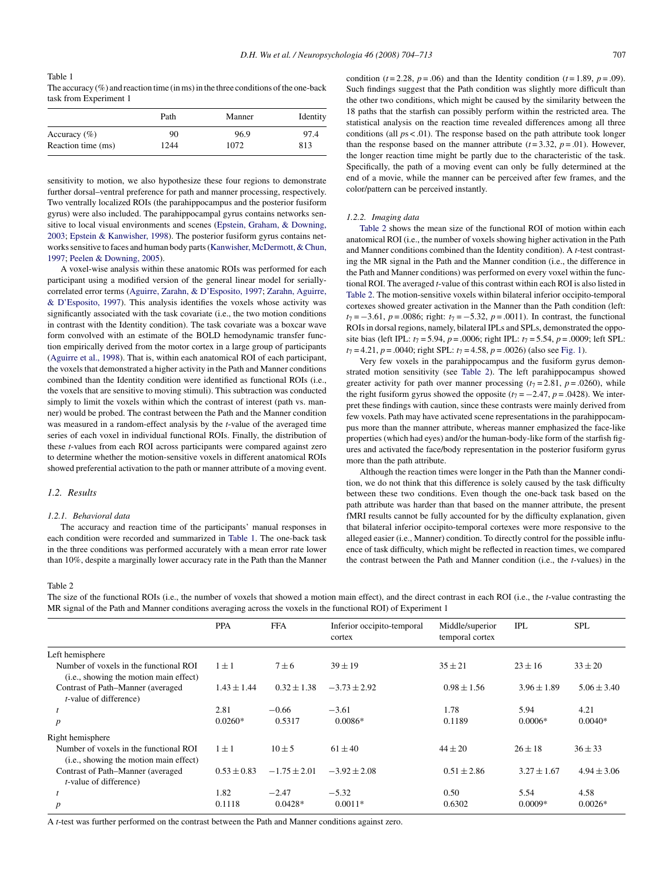Table 1

The accuracy (%) and reaction time (in ms) in the three conditions of the one-back task from Experiment 1

| | Path | Manner | Identity |
|---|---|---|---|
| Accuracy (%) | 90 | 96.9 | 97.4 |
| Reaction time (ms) | 1244 | 1072 | 813 |

sensitivity to motion, we also hypothesize these four regions to demonstrate further dorsal–ventral preference for path and manner processing, respectively. Two ventrally localized ROIs (the parahippocampus and the posterior fusiform gyrus) were also included. The parahippocampal gyrus contains networks sensitive to local visual environments and scenes (Epstein, Graham, & Downing, 2003; Epstein & Kanwisher, 1998). The posterior fusiform gyrus contains networks sensitive to faces and human body parts (Kanwisher, McDermott, & Chun, 1997; Peelen & Downing, 2005).

A voxel-wise analysis within these anatomic ROIs was performed for each participant using a modified version of the general linear model for serially-correlated error terms (Aguirre, Zarahn, & D'Esposito, 1997; Zarahn, Aguirre, & D'Esposito, 1997). This analysis identifies the voxels whose activity was significantly associated with the task covariate (i.e., the two motion conditions in contrast with the Identity condition). The task covariate was a boxcar wave form convolved with an estimate of the BOLD hemodynamic transfer function empirically derived from the motor cortex in a large group of participants (Aguirre et al., 1998). That is, within each anatomical ROI of each participant, the voxels that demonstrated a higher activity in the Path and Manner conditions combined than the Identity condition were identified as functional ROIs (i.e., the voxels that are sensitive to moving stimuli). This subtraction was conducted simply to limit the voxels within which the contrast of interest (path vs. manner) would be probed. The contrast between the Path and the Manner condition was measured in a random-effect analysis by the *t*-value of the averaged time series of each voxel in individual functional ROIs. Finally, the distribution of these *t*-values from each ROI across participants were compared against zero to determine whether the motion-sensitive voxels in different anatomical ROIs showed preferential activation to the path or manner attribute of a moving event.

## 1.2. Results

### 1.2.1. Behavioral data

The accuracy and reaction time of the participants' manual responses in each condition were recorded and summarized in Table 1. The one-back task in the three conditions was performed accurately with a mean error rate lower than 10%, despite a marginally lower accuracy rate in the Path than the Manner condition ($t = 2.28$, $p = .06$) and than the Identity condition ($t = 1.89$, $p = .09$). Such findings suggest that the Path condition was slightly more difficult than the other two conditions, which might be caused by the similarity between the 18 paths that the starfish can possibly perform within the restricted area. The statistical analysis on the reaction time revealed differences among all three conditions (all $ps < .01$). The response based on the path attribute took longer than the response based on the manner attribute ($t = 3.32$, $p = .01$). However, the longer reaction time might be partly due to the characteristic of the task. Specifically, the path of a moving event can only be fully determined at the end of a movie, while the manner can be perceived after few frames, and the color/pattern can be perceived instantly.

### 1.2.2. Imaging data

Table 2 shows the mean size of the functional ROI of motion within each anatomical ROI (i.e., the number of voxels showing higher activation in the Path and Manner conditions combined than the Identity condition). A *t*-test contrasting the MR signal in the Path and the Manner condition (i.e., the difference in the Path and Manner conditions) was performed on every voxel within the functional ROI. The averaged *t*-value of this contrast within each ROI is also listed in Table 2. The motion-sensitive voxels within bilateral inferior occipito-temporal cortexes showed greater activation in the Manner than the Path condition (left: $t_7 = -3.61$, $p = .0086$; right: $t_7 = -5.32$, $p = .0011$). In contrast, the functional ROIs in dorsal regions, namely, bilateral IPLs and SPLs, demonstrated the opposite bias (left IPL: $t_7 = 5.94$, $p = .0006$; right IPL: $t_7 = 5.54$, $p = .0009$; left SPL: $t_7 = 4.21$, $p = .0040$; right SPL: $t_7 = 4.58$, $p = .0026$) (also see Fig. 1).

Very few voxels in the parahippocampus and the fusiform gyrus demonstrated motion sensitivity (see Table 2). The left parahippocampus showed greater activity for path over manner processing ($t_7 = 2.81$, $p = .0260$), while the right fusiform gyrus showed the opposite ($t_7 = -2.47$, $p = .0428$). We interpret these findings with caution, since these contrasts were mainly derived from few voxels. Path may have activated scene representations in the parahippocampus more than the manner attribute, whereas manner emphasized the face-like properties (which had eyes) and/or the human-body-like form of the starfish figures and activated the face/body representation in the posterior fusiform gyrus more than the path attribute.

Although the reaction times were longer in the Path than the Manner condition, we do not think that this difference is solely caused by the task difficulty between these two conditions. Even though the one-back task based on the path attribute was harder than that based on the manner attribute, the present fMRI results cannot be fully accounted for by the difficulty explanation, given that bilateral inferior occipito-temporal cortexes were more responsive to the alleged easier (i.e., Manner) condition. To directly control for the possible influence of task difficulty, which might be reflected in reaction times, we compared the contrast between the Path and Manner condition (i.e., the *t*-values) in the

Table 2

The size of the functional ROIs (i.e., the number of voxels that showed a motion main effect), and the direct contrast in each ROI (i.e., the *t*-value contrasting the MR signal of the Path and Manner conditions averaging across the voxels in the functional ROI) of Experiment 1

| | PPA | FFA | Inferior occipito-temporal cortex | Middle/superior temporal cortex | IPL | SPL |
|---|---|---|---|---|---|---|
| Left hemisphere | | | | | | |
| Number of voxels in the functional ROI (i.e., showing the motion main effect) | 1 ± 1 | 7 ± 6 | 39 ± 19 | 35 ± 21 | 23 ± 16 | 33 ± 20 |
| Contrast of Path–Manner (averaged *t*-value of difference) | 1.43 ± 1.44 | 0.32 ± 1.38 | −3.73 ± 2.92 | 0.98 ± 1.56 | 3.96 ± 1.89 | 5.06 ± 3.40 |
| *t* | 2.81 | −0.66 | −3.61 | 1.78 | 5.94 | 4.21 |
| *p* | 0.0260* | 0.5317 | 0.0086* | 0.1189 | 0.0006* | 0.0040* |
| Right hemisphere | | | | | | |
| Number of voxels in the functional ROI (i.e., showing the motion main effect) | 1 ± 1 | 10 ± 5 | 61 ± 40 | 44 ± 20 | 26 ± 18 | 36 ± 33 |
| Contrast of Path–Manner (averaged *t*-value of difference) | 0.53 ± 0.83 | −1.75 ± 2.01 | −3.92 ± 2.08 | 0.51 ± 2.86 | 3.27 ± 1.67 | 4.94 ± 3.06 |
| *t* | 1.82 | −2.47 | −5.32 | 0.50 | 5.54 | 4.58 |
| *p* | 0.1118 | 0.0428* | 0.0011* | 0.6302 | 0.0009* | 0.0026* |

A *t*-test was further performed on the contrast between the Path and Manner conditions against zero.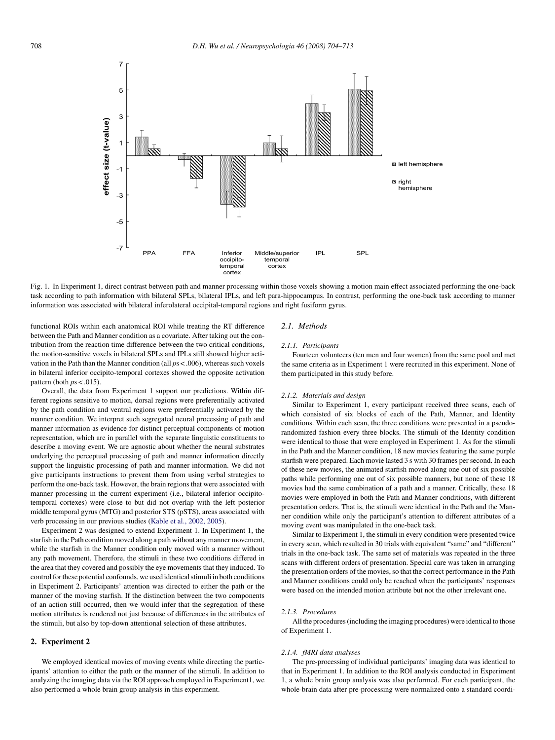Fig. 1. In Experiment 1, direct contrast between path and manner processing within those voxels showing a motion main effect associated performing the one-back task according to path information with bilateral SPLs, bilateral IPLs, and left para-hippocampus. In contrast, performing the one-back task according to manner information was associated with bilateral inferolateral occipital-temporal regions and right fusiform gyrus.

functional ROIs within each anatomical ROI while treating the RT difference between the Path and Manner condition as a covariate. After taking out the contribution from the reaction time difference between the two critical conditions, the motion-sensitive voxels in bilateral SPLs and IPLs still showed higher activation in the Path than the Manner condition (all $ps < .006$), whereas such voxels in bilateral inferior occipito-temporal cortexes showed the opposite activation pattern (both $ps < .015$).

Overall, the data from Experiment 1 support our predictions. Within different regions sensitive to motion, dorsal regions were preferentially activated by the path condition and ventral regions were preferentially activated by the manner condition. We interpret such segregated neural processing of path and manner information as evidence for distinct perceptual components of motion representation, which are in parallel with the separate linguistic constituents to describe a moving event. We are agnostic about whether the neural substrates underlying the perceptual processing of path and manner information directly support the linguistic processing of path and manner information. We did not give participants instructions to prevent them from using verbal strategies to perform the one-back task. However, the brain regions that were associated with manner processing in the current experiment (i.e., bilateral inferior occipito-temporal cortexes) were close to but did not overlap with the left posterior middle temporal gyrus (MTG) and posterior STS (pSTS), areas associated with verb processing in our previous studies (Kable et al., 2002, 2005).

Experiment 2 was designed to extend Experiment 1. In Experiment 1, the starfish in the Path condition moved along a path without any manner movement, while the starfish in the Manner condition only moved with a manner without any path movement. Therefore, the stimuli in these two conditions differed in the area that they covered and possibly the eye movements that they induced. To control for these potential confounds, we used identical stimuli in both conditions in Experiment 2. Participants' attention was directed to either the path or the manner of the moving starfish. If the distinction between the two components of an action still occurred, then we would infer that the segregation of these motion attributes is rendered not just because of differences in the attributes of the stimuli, but also by top-down attentional selection of these attributes.

## 2. Experiment 2

We employed identical movies of moving events while directing the participants' attention to either the path or the manner of the stimuli. In addition to analyzing the imaging data via the ROI approach employed in Experiment1, we also performed a whole brain group analysis in this experiment.

### 2.1. Methods

#### 2.1.1. Participants

Fourteen volunteers (ten men and four women) from the same pool and met the same criteria as in Experiment 1 were recruited in this experiment. None of them participated in this study before.

#### 2.1.2. Materials and design

Similar to Experiment 1, every participant received three scans, each of which consisted of six blocks of each of the Path, Manner, and Identity conditions. Within each scan, the three conditions were presented in a pseudo-randomized fashion every three blocks. The stimuli of the Identity condition were identical to those that were employed in Experiment 1. As for the stimuli in the Path and the Manner condition, 18 new movies featuring the same purple starfish were prepared. Each movie lasted 3 s with 30 frames per second. In each of these new movies, the animated starfish moved along one out of six possible paths while performing one out of six possible manners, but none of these 18 movies had the same combination of a path and a manner. Critically, these 18 movies were employed in both the Path and Manner conditions, with different presentation orders. That is, the stimuli were identical in the Path and the Manner condition while only the participant's attention to different attributes of a moving event was manipulated in the one-back task.

Similar to Experiment 1, the stimuli in every condition were presented twice in every scan, which resulted in 30 trials with equivalent "same" and "different" trials in the one-back task. The same set of materials was repeated in the three scans with different orders of presentation. Special care was taken in arranging the presentation orders of the movies, so that the correct performance in the Path and Manner conditions could only be reached when the participants' responses were based on the intended motion attribute but not the other irrelevant one.

#### 2.1.3. Procedures

All the procedures (including the imaging procedures) were identical to those of Experiment 1.

#### 2.1.4. fMRI data analyses

The pre-processing of individual participants' imaging data was identical to that in Experiment 1. In addition to the ROI analysis conducted in Experiment 1, a whole brain group analysis was also performed. For each participant, the whole-brain data after pre-processing were normalized onto a standard coordi-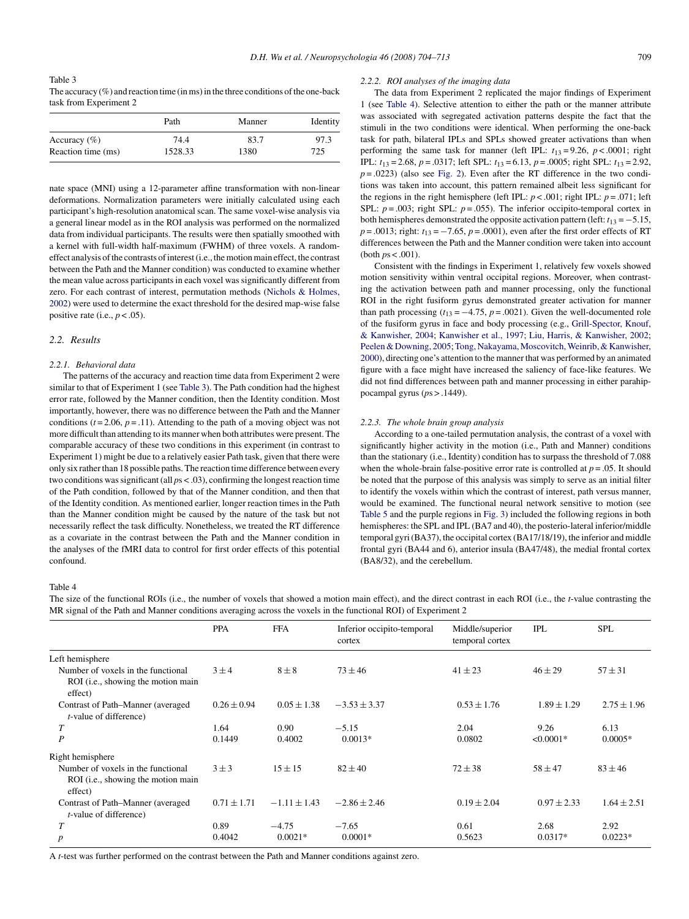Table 3

The accuracy (%) and reaction time (in ms) in the three conditions of the one-back task from Experiment 2

| | Path | Manner | Identity |
|---|---|---|---|
| Accuracy (%) | 74.4 | 83.7 | 97.3 |
| Reaction time (ms) | 1528.33 | 1380 | 725 |

nate space (MNI) using a 12-parameter affine transformation with non-linear deformations. Normalization parameters were initially calculated using each participant's high-resolution anatomical scan. The same voxel-wise analysis via a general linear model as in the ROI analysis was performed on the normalized data from individual participants. The results were then spatially smoothed with a kernel with full-width half-maximum (FWHM) of three voxels. A random-effect analysis of the contrasts of interest (i.e., the motion main effect, the contrast between the Path and the Manner condition) was conducted to examine whether the mean value across participants in each voxel was significantly different from zero. For each contrast of interest, permutation methods (Nichols & Holmes, 2002) were used to determine the exact threshold for the desired map-wise false positive rate (i.e., $p < .05$).

## 2.2. Results

### 2.2.1. Behavioral data

The patterns of the accuracy and reaction time data from Experiment 2 were similar to that of Experiment 1 (see Table 3). The Path condition had the highest error rate, followed by the Manner condition, then the Identity condition. Most importantly, however, there was no difference between the Path and the Manner conditions ($t = 2.06$, $p = .11$). Attending to the path of a moving object was not more difficult than attending to its manner when both attributes were present. The comparable accuracy of these two conditions in this experiment (in contrast to Experiment 1) might be due to a relatively easier Path task, given that there were only six rather than 18 possible paths. The reaction time difference between every two conditions was significant (all $ps < .03$), confirming the longest reaction time of the Path condition, followed by that of the Manner condition, and then that of the Identity condition. As mentioned earlier, longer reaction times in the Path than the Manner condition might be caused by the nature of the task but not necessarily reflect the task difficulty. Nonetheless, we treated the RT difference as a covariate in the contrast between the Path and the Manner condition in the analyses of the fMRI data to control for first order effects of this potential confound.

### 2.2.2. ROI analyses of the imaging data

The data from Experiment 2 replicated the major findings of Experiment 1 (see Table 4). Selective attention to either the path or the manner attribute was associated with segregated activation patterns despite the fact that the stimuli in the two conditions were identical. When performing the one-back task for path, bilateral IPLs and SPLs showed greater activations than when performing the same task for manner (left IPL: $t_{13} = 9.26$, $p < .0001$; right IPL: $t_{13} = 2.68$, $p = .0317$; left SPL: $t_{13} = 6.13$, $p = .0005$; right SPL: $t_{13} = 2.92$, $p = .0223$) (also see Fig. 2). Even after the RT difference in the two conditions was taken into account, this pattern remained albeit less significant for the regions in the right hemisphere (left IPL: $p < .001$; right IPL: $p = .071$; left SPL: $p = .003$; right SPL: $p = .055$). The inferior occipito-temporal cortex in both hemispheres demonstrated the opposite activation pattern (left: $t_{13} = -5.15$, $p = .0013$; right: $t_{13} = -7.65$, $p = .0001$), even after the first order effects of RT differences between the Path and the Manner condition were taken into account (both $ps < .001$).

Consistent with the findings in Experiment 1, relatively few voxels showed motion sensitivity within ventral occipital regions. Moreover, when contrasting the activation between path and manner processing, only the functional ROI in the right fusiform gyrus demonstrated greater activation for manner than path processing ($t_{13} = -4.75$, $p = .0021$). Given the well-documented role of the fusiform gyrus in face and body processing (e.g., Grill-Spector, Knouf, & Kanwisher, 2004; Kanwisher et al., 1997; Liu, Harris, & Kanwisher, 2002; Peelen & Downing, 2005; Tong, Nakayama, Moscovitch, Weinrib, & Kanwisher, 2000), directing one's attention to the manner that was performed by an animated figure with a face might have increased the saliency of face-like features. We did not find differences between path and manner processing in either parahippocampal gyrus ($ps > .1449$).

### 2.2.3. The whole brain group analysis

According to a one-tailed permutation analysis, the contrast of a voxel with significantly higher activity in the motion (i.e., Path and Manner) conditions than the stationary (i.e., Identity) condition has to surpass the threshold of 7.088 when the whole-brain false-positive error rate is controlled at $p = .05$. It should be noted that the purpose of this analysis was simply to serve as an initial filter to identify the voxels within which the contrast of interest, path versus manner, would be examined. The functional neural network sensitive to motion (see Table 5 and the purple regions in Fig. 3) included the following regions in both hemispheres: the SPL and IPL (BA7 and 40), the posterio-lateral inferior/middle temporal gyri (BA37), the occipital cortex (BA17/18/19), the inferior and middle frontal gyri (BA44 and 6), anterior insula (BA47/48), the medial frontal cortex (BA8/32), and the cerebellum.

Table 4

The size of the functional ROIs (i.e., the number of voxels that showed a motion main effect), and the direct contrast in each ROI (i.e., the t-value contrasting the MR signal of the Path and Manner conditions averaging across the voxels in the functional ROI) of Experiment 2

| | PPA | FFA | Inferior occipito-temporal cortex | Middle/superior temporal cortex | IPL | SPL |
|---|---|---|---|---|---|---|
| Left hemisphere | | | | | | |
| Number of voxels in the functional ROI (i.e., showing the motion main effect) | 3 ± 4 | 8 ± 8 | 73 ± 46 | 41 ± 23 | 46 ± 29 | 57 ± 31 |
| Contrast of Path–Manner (averaged t-value of difference) | 0.26 ± 0.94 | 0.05 ± 1.38 | −3.53 ± 3.37 | 0.53 ± 1.76 | 1.89 ± 1.29 | 2.75 ± 1.96 |
| *T* | 1.64 | 0.90 | −5.15 | 2.04 | 9.26 | 6.13 |
| *P* | 0.1449 | 0.4002 | 0.0013* | 0.0802 | <0.0001* | 0.0005* |
| Right hemisphere | | | | | | |
| Number of voxels in the functional ROI (i.e., showing the motion main effect) | 3 ± 3 | 15 ± 15 | 82 ± 40 | 72 ± 38 | 58 ± 47 | 83 ± 46 |
| Contrast of Path–Manner (averaged t-value of difference) | 0.71 ± 1.71 | −1.11 ± 1.43 | −2.86 ± 2.46 | 0.19 ± 2.04 | 0.97 ± 2.33 | 1.64 ± 2.51 |
| *T* | 0.89 | −4.75 | −7.65 | 0.61 | 2.68 | 2.92 |
| *p* | 0.4042 | 0.0021* | 0.0001* | 0.5623 | 0.0317* | 0.0223* |

A t-test was further performed on the contrast between the Path and Manner conditions against zero.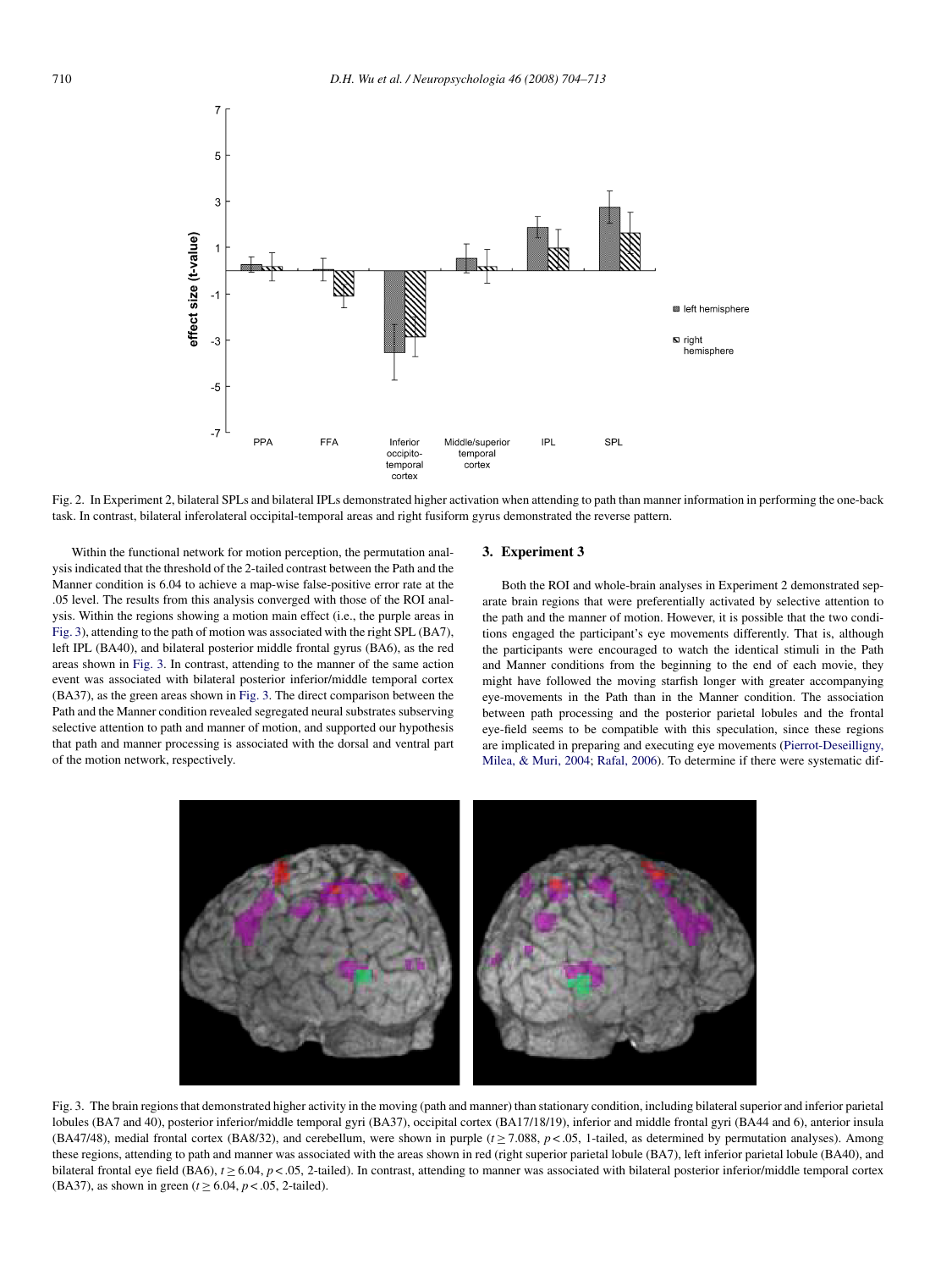Fig. 2. In Experiment 2, bilateral SPLs and bilateral IPLs demonstrated higher activation when attending to path than manner information in performing the one-back task. In contrast, bilateral inferolateral occipital-temporal areas and right fusiform gyrus demonstrated the reverse pattern.

Within the functional network for motion perception, the permutation analysis indicated that the threshold of the 2-tailed contrast between the Path and the Manner condition is 6.04 to achieve a map-wise false-positive error rate at the .05 level. The results from this analysis converged with those of the ROI analysis. Within the regions showing a motion main effect (i.e., the purple areas in Fig. 3), attending to the path of motion was associated with the right SPL (BA7), left IPL (BA40), and bilateral posterior middle frontal gyrus (BA6), as the red areas shown in Fig. 3. In contrast, attending to the manner of the same action event was associated with bilateral posterior inferior/middle temporal cortex (BA37), as the green areas shown in Fig. 3. The direct comparison between the Path and the Manner condition revealed segregated neural substrates subserving selective attention to path and manner of motion, and supported our hypothesis that path and manner processing is associated with the dorsal and ventral part of the motion network, respectively.

## 3. Experiment 3

Both the ROI and whole-brain analyses in Experiment 2 demonstrated separate brain regions that were preferentially activated by selective attention to the path and the manner of motion. However, it is possible that the two conditions engaged the participant's eye movements differently. That is, although the participants were encouraged to watch the identical stimuli in the Path and Manner conditions from the beginning to the end of each movie, they might have followed the moving starfish longer with greater accompanying eye-movements in the Path than in the Manner condition. The association between path processing and the posterior parietal lobules and the frontal eye-field seems to be compatible with this speculation, since these regions are implicated in preparing and executing eye movements (Pierrot-Deseilligny, Milea, & Muri, 2004; Rafal, 2006). To determine if there were systematic dif-

Fig. 3. The brain regions that demonstrated higher activity in the moving (path and manner) than stationary condition, including bilateral superior and inferior parietal lobules (BA7 and 40), posterior inferior/middle temporal gyri (BA37), occipital cortex (BA17/18/19), inferior and middle frontal gyri (BA44 and 6), anterior insula (BA47/48), medial frontal cortex (BA8/32), and cerebellum, were shown in purple ($t \geq 7.088$, $p < .05$, 1-tailed, as determined by permutation analyses). Among these regions, attending to path and manner was associated with the areas shown in red (right superior parietal lobule (BA7), left inferior parietal lobule (BA40), and bilateral frontal eye field (BA6), $t \geq 6.04$, $p < .05$, 2-tailed). In contrast, attending to manner was associated with bilateral posterior inferior/middle temporal cortex (BA37), as shown in green ($t \geq 6.04$, $p < .05$, 2-tailed).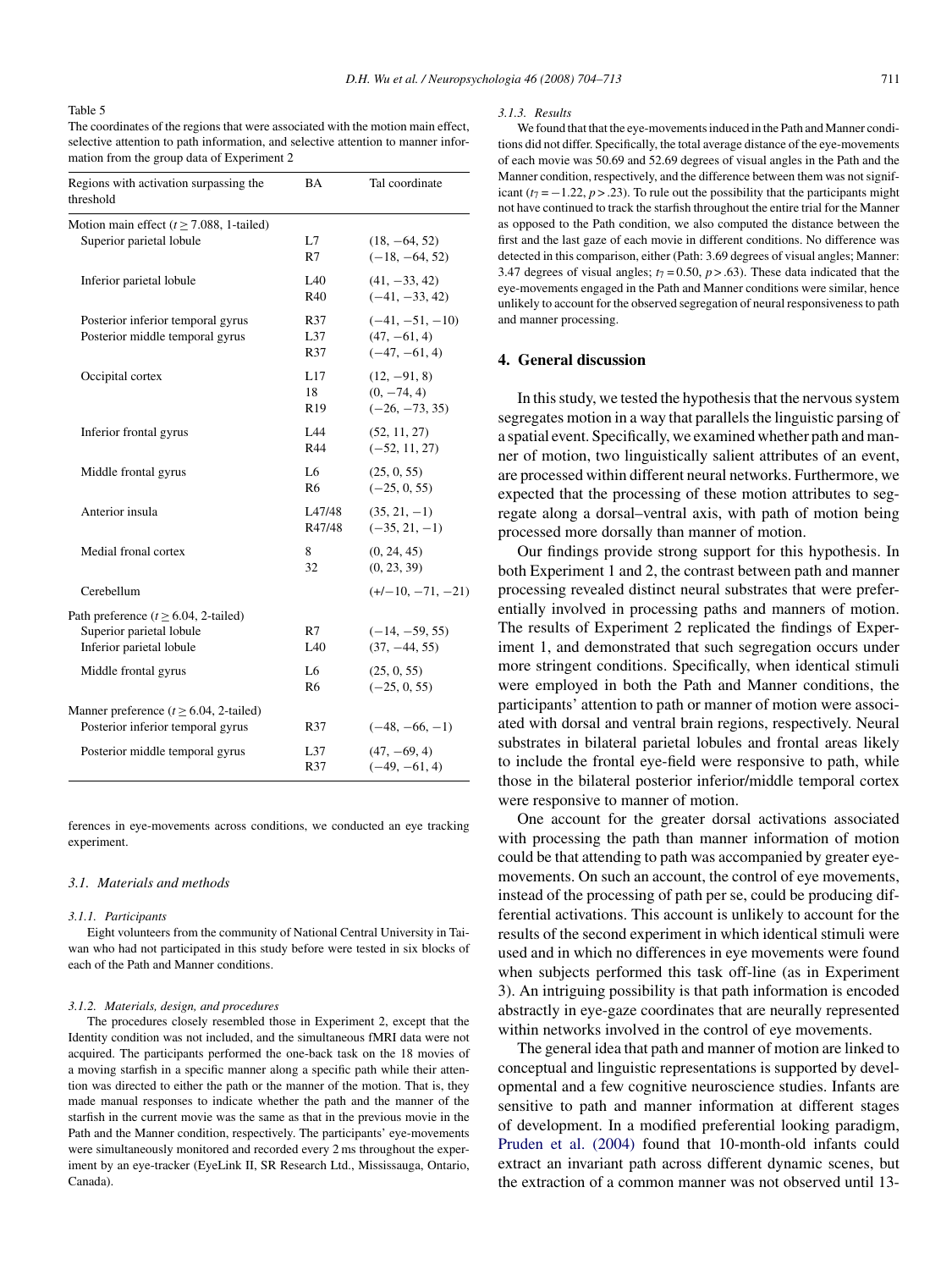Table 5

The coordinates of the regions that were associated with the motion main effect, selective attention to path information, and selective attention to manner information from the group data of Experiment 2

| Regions with activation surpassing the threshold | BA | Tal coordinate |
|---|---|---|
| Motion main effect ($t \geq 7.088$, 1-tailed) | | |
| Superior parietal lobule | L7 | (18, −64, 52) |
| | R7 | (−18, −64, 52) |
| Inferior parietal lobule | L40 | (41, −33, 42) |
| | R40 | (−41, −33, 42) |
| Posterior inferior temporal gyrus | R37 | (−41, −51, −10) |
| Posterior middle temporal gyrus | L37 | (47, −61, 4) |
| | R37 | (−47, −61, 4) |
| Occipital cortex | L17 | (12, −91, 8) |
| | 18 | (0, −74, 4) |
| | R19 | (−26, −73, 35) |
| Inferior frontal gyrus | L44 | (52, 11, 27) |
| | R44 | (−52, 11, 27) |
| Middle frontal gyrus | L6 | (25, 0, 55) |
| | R6 | (−25, 0, 55) |
| Anterior insula | L47/48 | (35, 21, −1) |
| | R47/48 | (−35, 21, −1) |
| Medial fronal cortex | 8 | (0, 24, 45) |
| | 32 | (0, 23, 39) |
| Cerebellum | | (+/−10, −71, −21) |
| Path preference ($t \geq 6.04$, 2-tailed) | | |
| Superior parietal lobule | R7 | (−14, −59, 55) |
| Inferior parietal lobule | L40 | (37, −44, 55) |
| Middle frontal gyrus | L6 | (25, 0, 55) |
| | R6 | (−25, 0, 55) |
| Manner preference ($t \geq 6.04$, 2-tailed) | | |
| Posterior inferior temporal gyrus | R37 | (−48, −66, −1) |
| Posterior middle temporal gyrus | L37 | (47, −69, 4) |
| | R37 | (−49, −61, 4) |

ferences in eye-movements across conditions, we conducted an eye tracking experiment.

### 3.1. Materials and methods

#### 3.1.1. Participants

Eight volunteers from the community of National Central University in Taiwan who had not participated in this study before were tested in six blocks of each of the Path and Manner conditions.

#### 3.1.2. Materials, design, and procedures

The procedures closely resembled those in Experiment 2, except that the Identity condition was not included, and the simultaneous fMRI data were not acquired. The participants performed the one-back task on the 18 movies of a moving starfish in a specific manner along a specific path while their attention was directed to either the path or the manner of the motion. That is, they made manual responses to indicate whether the path and the manner of the starfish in the current movie was the same as that in the previous movie in the Path and the Manner condition, respectively. The participants' eye-movements were simultaneously monitored and recorded every 2 ms throughout the experiment by an eye-tracker (EyeLink II, SR Research Ltd., Mississauga, Ontario, Canada).

#### 3.1.3. Results

We found that that the eye-movements induced in the Path and Manner conditions did not differ. Specifically, the total average distance of the eye-movements of each movie was 50.69 and 52.69 degrees of visual angles in the Path and the Manner condition, respectively, and the difference between them was not significant ($t_7 = -1.22$, $p > .23$). To rule out the possibility that the participants might not have continued to track the starfish throughout the entire trial for the Manner as opposed to the Path condition, we also computed the distance between the first and the last gaze of each movie in different conditions. No difference was detected in this comparison, either (Path: 3.69 degrees of visual angles; Manner: 3.47 degrees of visual angles; $t_7 = 0.50$, $p > .63$). These data indicated that the eye-movements engaged in the Path and Manner conditions were similar, hence unlikely to account for the observed segregation of neural responsiveness to path and manner processing.

## 4. General discussion

In this study, we tested the hypothesis that the nervous system segregates motion in a way that parallels the linguistic parsing of a spatial event. Specifically, we examined whether path and manner of motion, two linguistically salient attributes of an event, are processed within different neural networks. Furthermore, we expected that the processing of these motion attributes to segregate along a dorsal–ventral axis, with path of motion being processed more dorsally than manner of motion.

Our findings provide strong support for this hypothesis. In both Experiment 1 and 2, the contrast between path and manner processing revealed distinct neural substrates that were preferentially involved in processing paths and manners of motion. The results of Experiment 2 replicated the findings of Experiment 1, and demonstrated that such segregation occurs under more stringent conditions. Specifically, when identical stimuli were employed in both the Path and Manner conditions, the participants' attention to path or manner of motion were associated with dorsal and ventral brain regions, respectively. Neural substrates in bilateral parietal lobules and frontal areas likely to include the frontal eye-field were responsive to path, while those in the bilateral posterior inferior/middle temporal cortex were responsive to manner of motion.

One account for the greater dorsal activations associated with processing the path than manner information of motion could be that attending to path was accompanied by greater eye-movements. On such an account, the control of eye movements, instead of the processing of path per se, could be producing differential activations. This account is unlikely to account for the results of the second experiment in which identical stimuli were used and in which no differences in eye movements were found when subjects performed this task off-line (as in Experiment 3). An intriguing possibility is that path information is encoded abstractly in eye-gaze coordinates that are neurally represented within networks involved in the control of eye movements.

The general idea that path and manner of motion are linked to conceptual and linguistic representations is supported by developmental and a few cognitive neuroscience studies. Infants are sensitive to path and manner information at different stages of development. In a modified preferential looking paradigm, Pruden et al. (2004) found that 10-month-old infants could extract an invariant path across different dynamic scenes, but the extraction of a common manner was not observed until 13-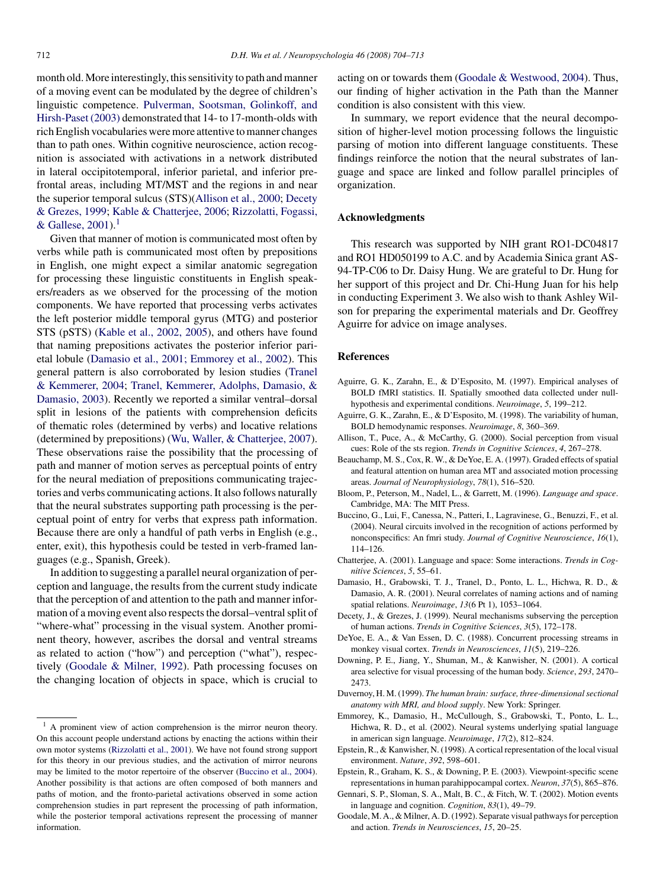month old. More interestingly, this sensitivity to path and manner of a moving event can be modulated by the degree of children's linguistic competence. Pulverman, Sootsman, Golinkoff, and Hirsh-Paset (2003) demonstrated that 14- to 17-month-olds with rich English vocabularies were more attentive to manner changes than to path ones. Within cognitive neuroscience, action recognition is associated with activations in a network distributed in lateral occipitotemporal, inferior parietal, and inferior prefrontal areas, including MT/MST and the regions in and near the superior temporal sulcus (STS)(Allison et al., 2000; Decety & Grezes, 1999; Kable & Chatterjee, 2006; Rizzolatti, Fogassi, & Gallese, 2001).[1]

Given that manner of motion is communicated most often by verbs while path is communicated most often by prepositions in English, one might expect a similar anatomic segregation for processing these linguistic constituents in English speakers/readers as we observed for the processing of the motion components. We have reported that processing verbs activates the left posterior middle temporal gyrus (MTG) and posterior STS (pSTS) (Kable et al., 2002, 2005), and others have found that naming prepositions activates the posterior inferior parietal lobule (Damasio et al., 2001; Emmorey et al., 2002). This general pattern is also corroborated by lesion studies (Tranel & Kemmerer, 2004; Tranel, Kemmerer, Adolphs, Damasio, & Damasio, 2003). Recently we reported a similar ventral–dorsal split in lesions of the patients with comprehension deficits of thematic roles (determined by verbs) and locative relations (determined by prepositions) (Wu, Waller, & Chatterjee, 2007). These observations raise the possibility that the processing of path and manner of motion serves as perceptual points of entry for the neural mediation of prepositions communicating trajectories and verbs communicating actions. It also follows naturally that the neural substrates supporting path processing is the perceptual point of entry for verbs that express path information. Because there are only a handful of path verbs in English (e.g., enter, exit), this hypothesis could be tested in verb-framed languages (e.g., Spanish, Greek).

In addition to suggesting a parallel neural organization of perception and language, the results from the current study indicate that the perception of and attention to the path and manner information of a moving event also respects the dorsal–ventral split of "where-what" processing in the visual system. Another prominent theory, however, ascribes the dorsal and ventral streams as related to action ("how") and perception ("what"), respectively (Goodale & Milner, 1992). Path processing focuses on the changing location of objects in space, which is crucial to acting on or towards them (Goodale & Westwood, 2004). Thus, our finding of higher activation in the Path than the Manner condition is also consistent with this view.

In summary, we report evidence that the neural decomposition of higher-level motion processing follows the linguistic parsing of motion into different language constituents. These findings reinforce the notion that the neural substrates of language and space are linked and follow parallel principles of organization.

[1] A prominent view of action comprehension is the mirror neuron theory. On this account people understand actions by enacting the actions within their own motor systems (Rizzolatti et al., 2001). We have not found strong support for this theory in our previous studies, and the activation of mirror neurons may be limited to the motor repertoire of the observer (Buccino et al., 2004). Another possibility is that actions are often composed of both manners and paths of motion, and the fronto-parietal activations observed in some action comprehension studies in part represent the processing of path information, while the posterior temporal activations represent the processing of manner information.

## Acknowledgments

This research was supported by NIH grant RO1-DC04817 and RO1 HD050199 to A.C. and by Academia Sinica grant AS-94-TP-C06 to Dr. Daisy Hung. We are grateful to Dr. Hung for her support of this project and Dr. Chi-Hung Juan for his help in conducting Experiment 3. We also wish to thank Ashley Wilson for preparing the experimental materials and Dr. Geoffrey Aguirre for advice on image analyses.

## References

Aguirre, G. K., Zarahn, E., & D'Esposito, M. (1997). Empirical analyses of BOLD fMRI statistics. II. Spatially smoothed data collected under null-hypothesis and experimental conditions. *Neuroimage*, *5*, 199–212.

Aguirre, G. K., Zarahn, E., & D'Esposito, M. (1998). The variability of human, BOLD hemodynamic responses. *Neuroimage*, *8*, 360–369.

Allison, T., Puce, A., & McCarthy, G. (2000). Social perception from visual cues: Role of the sts region. *Trends in Cognitive Sciences*, *4*, 267–278.

Beauchamp, M. S., Cox, R. W., & DeYoe, E. A. (1997). Graded effects of spatial and featural attention on human area MT and associated motion processing areas. *Journal of Neurophysiology*, *78*(1), 516–520.

Bloom, P., Peterson, M., Nadel, L., & Garrett, M. (1996). *Language and space*. Cambridge, MA: The MIT Press.

Buccino, G., Lui, F., Canessa, N., Patteri, I., Lagravinese, G., Benuzzi, F., et al. (2004). Neural circuits involved in the recognition of actions performed by nonconspecifics: An fmri study. *Journal of Cognitive Neuroscience*, *16*(1), 114–126.

Chatterjee, A. (2001). Language and space: Some interactions. *Trends in Cognitive Sciences*, *5*, 55–61.

Damasio, H., Grabowski, T. J., Tranel, D., Ponto, L. L., Hichwa, R. D., & Damasio, A. R. (2001). Neural correlates of naming actions and of naming spatial relations. *Neuroimage*, *13*(6 Pt 1), 1053–1064.

Decety, J., & Grezes, J. (1999). Neural mechanisms subserving the perception of human actions. *Trends in Cognitive Sciences*, *3*(5), 172–178.

DeYoe, E. A., & Van Essen, D. C. (1988). Concurrent processing streams in monkey visual cortex. *Trends in Neurosciences*, *11*(5), 219–226.

Downing, P. E., Jiang, Y., Shuman, M., & Kanwisher, N. (2001). A cortical area selective for visual processing of the human body. *Science*, *293*, 2470–2473.

Duvernoy, H. M. (1999). *The human brain: surface, three-dimensional sectional anatomy with MRI, and blood supply*. New York: Springer.

Emmorey, K., Damasio, H., McCullough, S., Grabowski, T., Ponto, L. L., Hichwa, R. D., et al. (2002). Neural systems underlying spatial language in american sign language. *Neuroimage*, *17*(2), 812–824.

Epstein, R., & Kanwisher, N. (1998). A cortical representation of the local visual environment. *Nature*, *392*, 598–601.

Epstein, R., Graham, K. S., & Downing, P. E. (2003). Viewpoint-specific scene representations in human parahippocampal cortex. *Neuron*, *37*(5), 865–876.

Gennari, S. P., Sloman, S. A., Malt, B. C., & Fitch, W. T. (2002). Motion events in language and cognition. *Cognition*, *83*(1), 49–79.

Goodale, M. A., & Milner, A. D. (1992). Separate visual pathways for perception and action. *Trends in Neurosciences*, *15*, 20–25.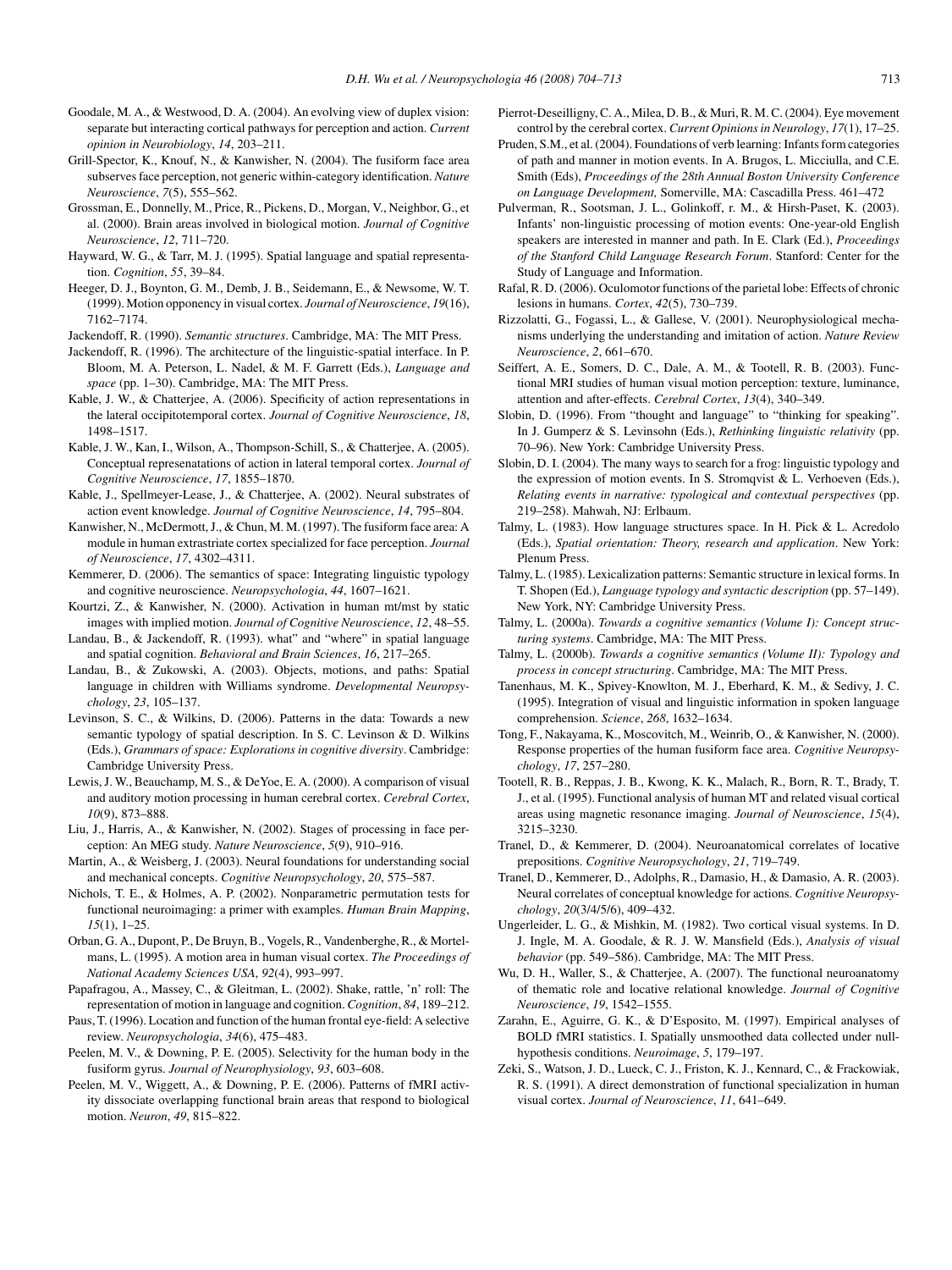Goodale, M. A., & Westwood, D. A. (2004). An evolving view of duplex vision: separate but interacting cortical pathways for perception and action. *Current opinion in Neurobiology*, *14*, 203–211.

Grill-Spector, K., Knouf, N., & Kanwisher, N. (2004). The fusiform face area subserves face perception, not generic within-category identification. *Nature Neuroscience*, *7*(5), 555–562.

Grossman, E., Donnelly, M., Price, R., Pickens, D., Morgan, V., Neighbor, G., et al. (2000). Brain areas involved in biological motion. *Journal of Cognitive Neuroscience*, *12*, 711–720.

Hayward, W. G., & Tarr, M. J. (1995). Spatial language and spatial representation. *Cognition*, *55*, 39–84.

Heeger, D. J., Boynton, G. M., Demb, J. B., Seidemann, E., & Newsome, W. T. (1999). Motion opponency in visual cortex. *Journal of Neuroscience*, *19*(16), 7162–7174.

Jackendoff, R. (1990). *Semantic structures*. Cambridge, MA: The MIT Press.

Jackendoff, R. (1996). The architecture of the linguistic-spatial interface. In P. Bloom, M. A. Peterson, L. Nadel, & M. F. Garrett (Eds.), *Language and space* (pp. 1–30). Cambridge, MA: The MIT Press.

Kable, J. W., & Chatterjee, A. (2006). Specificity of action representations in the lateral occipitotemporal cortex. *Journal of Cognitive Neuroscience*, *18*, 1498–1517.

Kable, J. W., Kan, I., Wilson, A., Thompson-Schill, S., & Chatterjee, A. (2005). Conceptual represenatations of action in lateral temporal cortex. *Journal of Cognitive Neuroscience*, *17*, 1855–1870.

Kable, J., Spellmeyer-Lease, J., & Chatterjee, A. (2002). Neural substrates of action event knowledge. *Journal of Cognitive Neuroscience*, *14*, 795–804.

Kanwisher, N., McDermott, J., & Chun, M. M. (1997). The fusiform face area: A module in human extrastriate cortex specialized for face perception. *Journal of Neuroscience*, *17*, 4302–4311.

Kemmerer, D. (2006). The semantics of space: Integrating linguistic typology and cognitive neuroscience. *Neuropsychologia*, *44*, 1607–1621.

Kourtzi, Z., & Kanwisher, N. (2000). Activation in human mt/mst by static images with implied motion. *Journal of Cognitive Neuroscience*, *12*, 48–55.

Landau, B., & Jackendoff, R. (1993). what" and "where" in spatial language and spatial cognition. *Behavioral and Brain Sciences*, *16*, 217–265.

Landau, B., & Zukowski, A. (2003). Objects, motions, and paths: Spatial language in children with Williams syndrome. *Developmental Neuropsychology*, *23*, 105–137.

Levinson, S. C., & Wilkins, D. (2006). Patterns in the data: Towards a new semantic typology of spatial description. In S. C. Levinson & D. Wilkins (Eds.), *Grammars of space: Explorations in cognitive diversity*. Cambridge: Cambridge University Press.

Lewis, J. W., Beauchamp, M. S., & DeYoe, E. A. (2000). A comparison of visual and auditory motion processing in human cerebral cortex. *Cerebral Cortex*, *10*(9), 873–888.

Liu, J., Harris, A., & Kanwisher, N. (2002). Stages of processing in face perception: An MEG study. *Nature Neuroscience*, *5*(9), 910–916.

Martin, A., & Weisberg, J. (2003). Neural foundations for understanding social and mechanical concepts. *Cognitive Neuropsychology*, *20*, 575–587.

Nichols, T. E., & Holmes, A. P. (2002). Nonparametric permutation tests for functional neuroimaging: a primer with examples. *Human Brain Mapping*, *15*(1), 1–25.

Orban, G. A., Dupont, P., De Bruyn, B., Vogels, R., Vandenberghe, R., & Mortelmans, L. (1995). A motion area in human visual cortex. *The Proceedings of National Academy Sciences USA*, *92*(4), 993–997.

Papafragou, A., Massey, C., & Gleitman, L. (2002). Shake, rattle, 'n' roll: The representation of motion in language and cognition. *Cognition*, *84*, 189–212.

Paus, T. (1996). Location and function of the human frontal eye-field: A selective review. *Neuropsychologia*, *34*(6), 475–483.

Peelen, M. V., & Downing, P. E. (2005). Selectivity for the human body in the fusiform gyrus. *Journal of Neurophysiology*, *93*, 603–608.

Peelen, M. V., Wiggett, A., & Downing, P. E. (2006). Patterns of fMRI activity dissociate overlapping functional brain areas that respond to biological motion. *Neuron*, *49*, 815–822.

Pierrot-Deseilligny, C. A., Milea, D. B., & Muri, R. M. C. (2004). Eye movement control by the cerebral cortex. *Current Opinions in Neurology*, *17*(1), 17–25.

Pruden, S.M., et al. (2004). Foundations of verb learning: Infants form categories of path and manner in motion events. In A. Brugos, L. Micciulla, and C.E. Smith (Eds), *Proceedings of the 28th Annual Boston University Conference on Language Development,* Somerville, MA: Cascadilla Press. 461–472

Pulverman, R., Sootsman, J. L., Golinkoff, r. M., & Hirsh-Paset, K. (2003). Infants' non-linguistic processing of motion events: One-year-old English speakers are interested in manner and path. In E. Clark (Ed.), *Proceedings of the Stanford Child Language Research Forum*. Stanford: Center for the Study of Language and Information.

Rafal, R. D. (2006). Oculomotor functions of the parietal lobe: Effects of chronic lesions in humans. *Cortex*, *42*(5), 730–739.

Rizzolatti, G., Fogassi, L., & Gallese, V. (2001). Neurophysiological mechanisms underlying the understanding and imitation of action. *Nature Review Neuroscience*, *2*, 661–670.

Seiffert, A. E., Somers, D. C., Dale, A. M., & Tootell, R. B. (2003). Functional MRI studies of human visual motion perception: texture, luminance, attention and after-effects. *Cerebral Cortex*, *13*(4), 340–349.

Slobin, D. (1996). From "thought and language" to "thinking for speaking". In J. Gumperz & S. Levinsohn (Eds.), *Rethinking linguistic relativity* (pp. 70–96). New York: Cambridge University Press.

Slobin, D. I. (2004). The many ways to search for a frog: linguistic typology and the expression of motion events. In S. Stromqvist & L. Verhoeven (Eds.), *Relating events in narrative: typological and contextual perspectives* (pp. 219–258). Mahwah, NJ: Erlbaum.

Talmy, L. (1983). How language structures space. In H. Pick & L. Acredolo (Eds.), *Spatial orientation: Theory, research and application*. New York: Plenum Press.

Talmy, L. (1985). Lexicalization patterns: Semantic structure in lexical forms. In T. Shopen (Ed.), *Language typology and syntactic description* (pp. 57–149). New York, NY: Cambridge University Press.

Talmy, L. (2000a). *Towards a cognitive semantics (Volume I): Concept structuring systems*. Cambridge, MA: The MIT Press.

Talmy, L. (2000b). *Towards a cognitive semantics (Volume II): Typology and process in concept structuring*. Cambridge, MA: The MIT Press.

Tanenhaus, M. K., Spivey-Knowlton, M. J., Eberhard, K. M., & Sedivy, J. C. (1995). Integration of visual and linguistic information in spoken language comprehension. *Science*, *268*, 1632–1634.

Tong, F., Nakayama, K., Moscovitch, M., Weinrib, O., & Kanwisher, N. (2000). Response properties of the human fusiform face area. *Cognitive Neuropsychology*, *17*, 257–280.

Tootell, R. B., Reppas, J. B., Kwong, K. K., Malach, R., Born, R. T., Brady, T. J., et al. (1995). Functional analysis of human MT and related visual cortical areas using magnetic resonance imaging. *Journal of Neuroscience*, *15*(4), 3215–3230.

Tranel, D., & Kemmerer, D. (2004). Neuroanatomical correlates of locative prepositions. *Cognitive Neuropsychology*, *21*, 719–749.

Tranel, D., Kemmerer, D., Adolphs, R., Damasio, H., & Damasio, A. R. (2003). Neural correlates of conceptual knowledge for actions. *Cognitive Neuropsychology*, *20*(3/4/5/6), 409–432.

Ungerleider, L. G., & Mishkin, M. (1982). Two cortical visual systems. In D. J. Ingle, M. A. Goodale, & R. J. W. Mansfield (Eds.), *Analysis of visual behavior* (pp. 549–586). Cambridge, MA: The MIT Press.

Wu, D. H., Waller, S., & Chatterjee, A. (2007). The functional neuroanatomy of thematic role and locative relational knowledge. *Journal of Cognitive Neuroscience*, *19*, 1542–1555.

Zarahn, E., Aguirre, G. K., & D'Esposito, M. (1997). Empirical analyses of BOLD fMRI statistics. I. Spatially unsmoothed data collected under null-hypothesis conditions. *Neuroimage*, *5*, 179–197.

Zeki, S., Watson, J. D., Lueck, C. J., Friston, K. J., Kennard, C., & Frackowiak, R. S. (1991). A direct demonstration of functional specialization in human visual cortex. *Journal of Neuroscience*, *11*, 641–649.